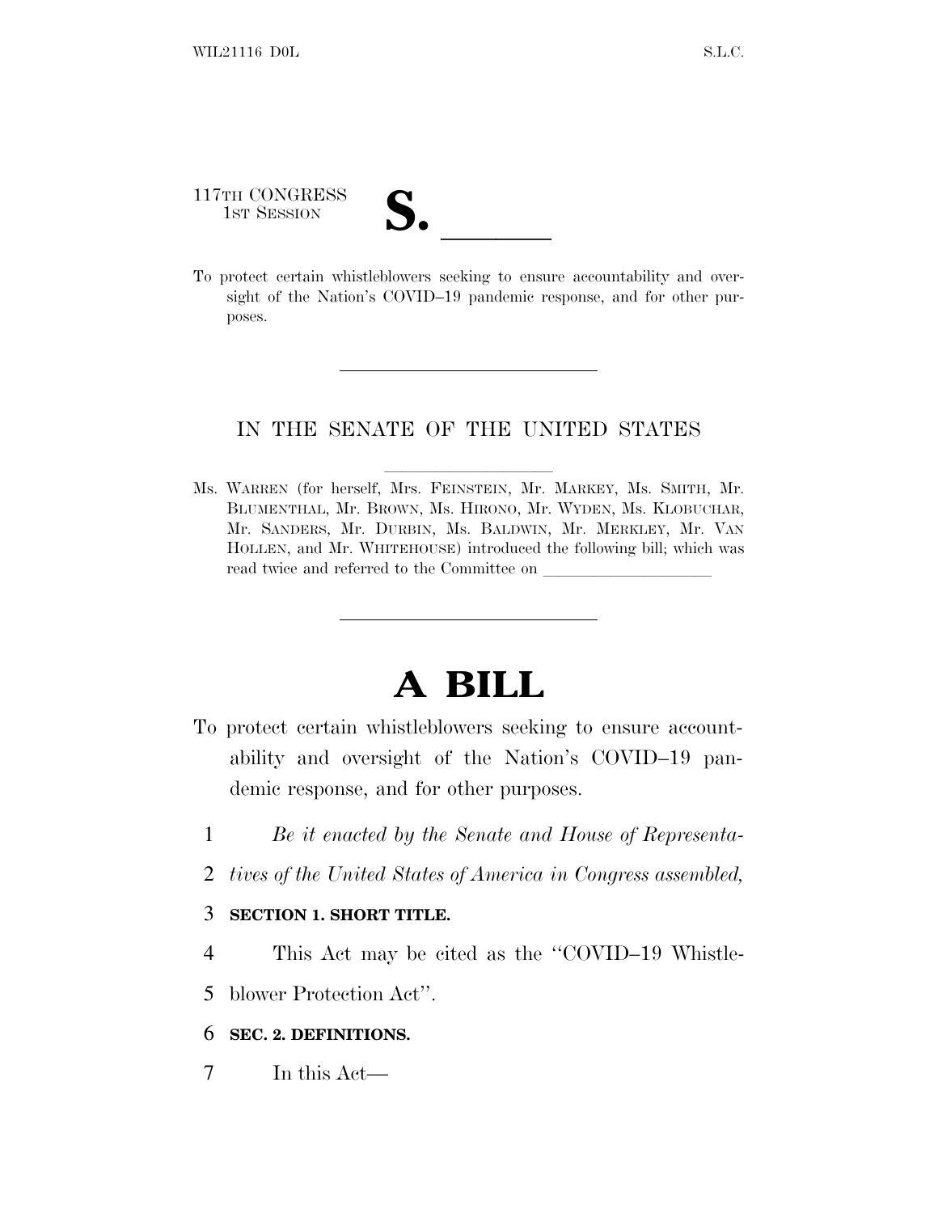117TH CONGRESS
1ST SESSION

# S. \_\_\_\_\_\_

To protect certain whistleblowers seeking to ensure accountability and oversight of the Nation's COVID–19 pandemic response, and for other purposes.

---

IN THE SENATE OF THE UNITED STATES

---

Ms. WARREN (for herself, Mrs. FEINSTEIN, Mr. MARKEY, Ms. SMITH, Mr. BLUMENTHAL, Mr. BROWN, Ms. HIRONO, Mr. WYDEN, Ms. KLOBUCHAR, Mr. SANDERS, Mr. DURBIN, Ms. BALDWIN, Mr. MERKLEY, Mr. VAN HOLLEN, and Mr. WHITEHOUSE) introduced the following bill; which was read twice and referred to the Committee on \_\_\_\_\_\_\_\_\_\_\_\_\_\_\_\_\_\_\_\_

---

# A BILL

To protect certain whistleblowers seeking to ensure accountability and oversight of the Nation's COVID–19 pandemic response, and for other purposes.

1 *Be it enacted by the Senate and House of Representa-*
2 *tives of the United States of America in Congress assembled,*

3 **SECTION 1. SHORT TITLE.**

4 This Act may be cited as the ''COVID–19 Whistle-
5 blower Protection Act''.

6 **SEC. 2. DEFINITIONS.**

7 In this Act—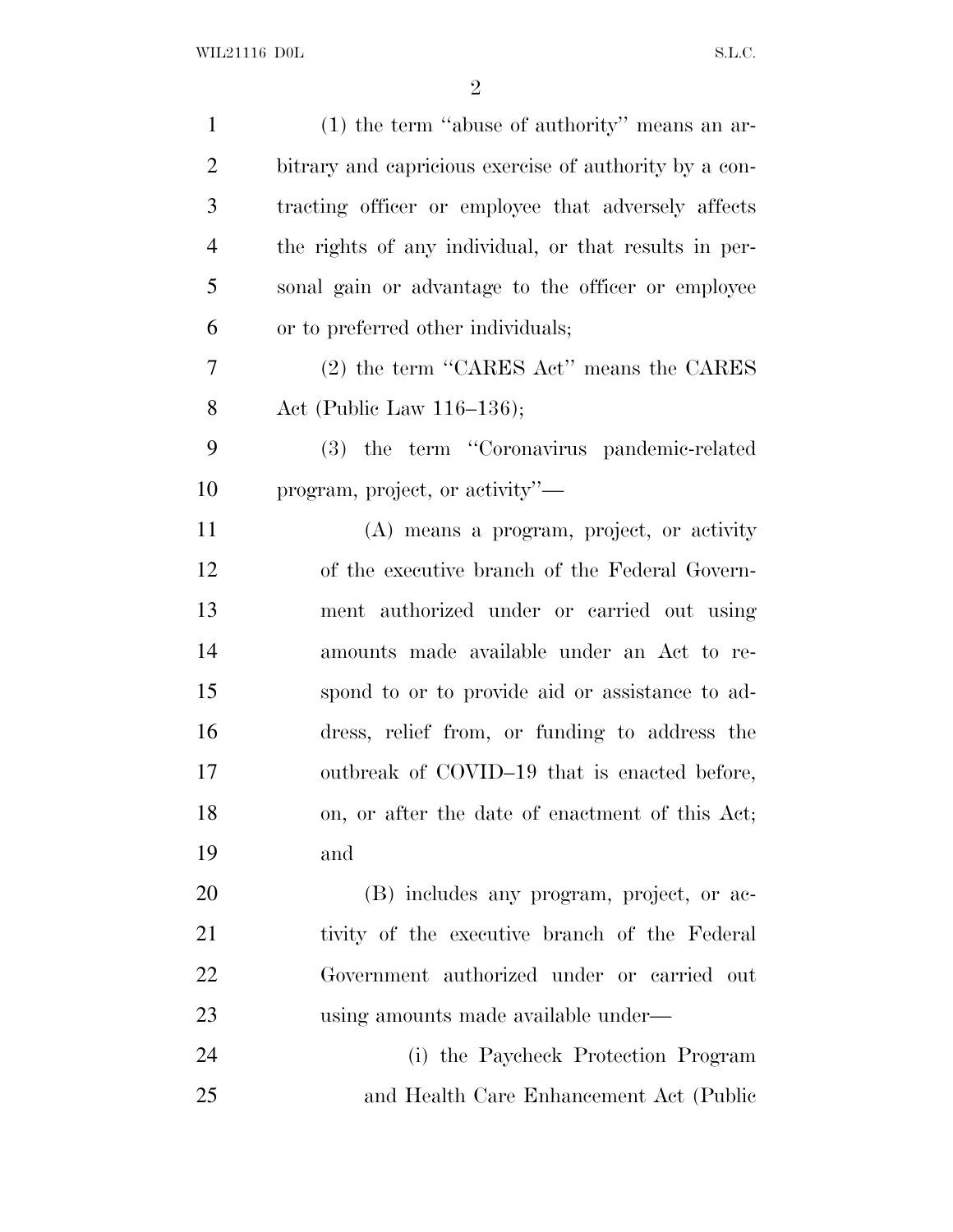(1) the term "abuse of authority" means an arbitrary and capricious exercise of authority by a contracting officer or employee that adversely affects the rights of any individual, or that results in personal gain or advantage to the officer or employee or to preferred other individuals;

(2) the term "CARES Act" means the CARES Act (Public Law 116–136);

(3) the term "Coronavirus pandemic-related program, project, or activity"—

(A) means a program, project, or activity of the executive branch of the Federal Government authorized under or carried out using amounts made available under an Act to respond to or to provide aid or assistance to address, relief from, or funding to address the outbreak of COVID–19 that is enacted before, on, or after the date of enactment of this Act; and

(B) includes any program, project, or activity of the executive branch of the Federal Government authorized under or carried out using amounts made available under—

(i) the Paycheck Protection Program and Health Care Enhancement Act (Public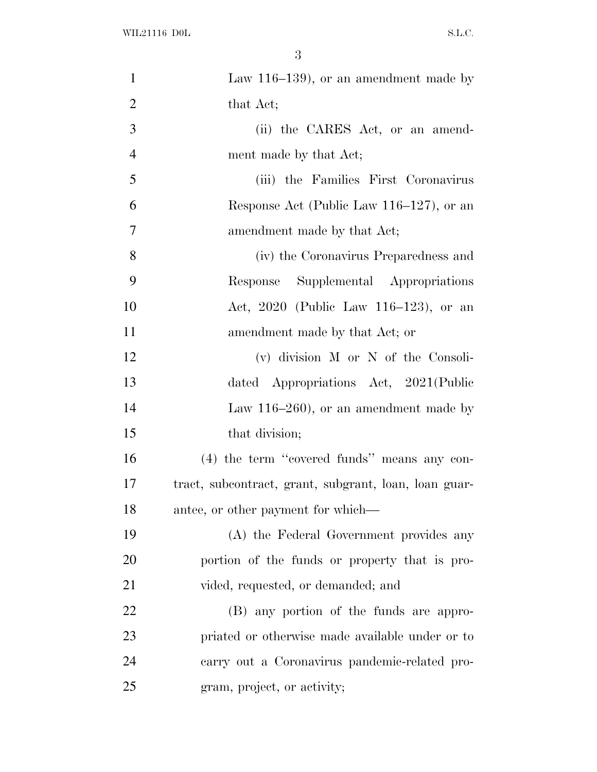Law 116–139), or an amendment made by that Act;

(ii) the CARES Act, or an amendment made by that Act;

(iii) the Families First Coronavirus Response Act (Public Law 116–127), or an amendment made by that Act;

(iv) the Coronavirus Preparedness and Response Supplemental Appropriations Act, 2020 (Public Law 116–123), or an amendment made by that Act; or

(v) division M or N of the Consolidated Appropriations Act, 2021(Public Law 116–260), or an amendment made by that division;

(4) the term ''covered funds'' means any contract, subcontract, grant, subgrant, loan, loan guarantee, or other payment for which—

(A) the Federal Government provides any portion of the funds or property that is provided, requested, or demanded; and

(B) any portion of the funds are appropriated or otherwise made available under or to carry out a Coronavirus pandemic-related program, project, or activity;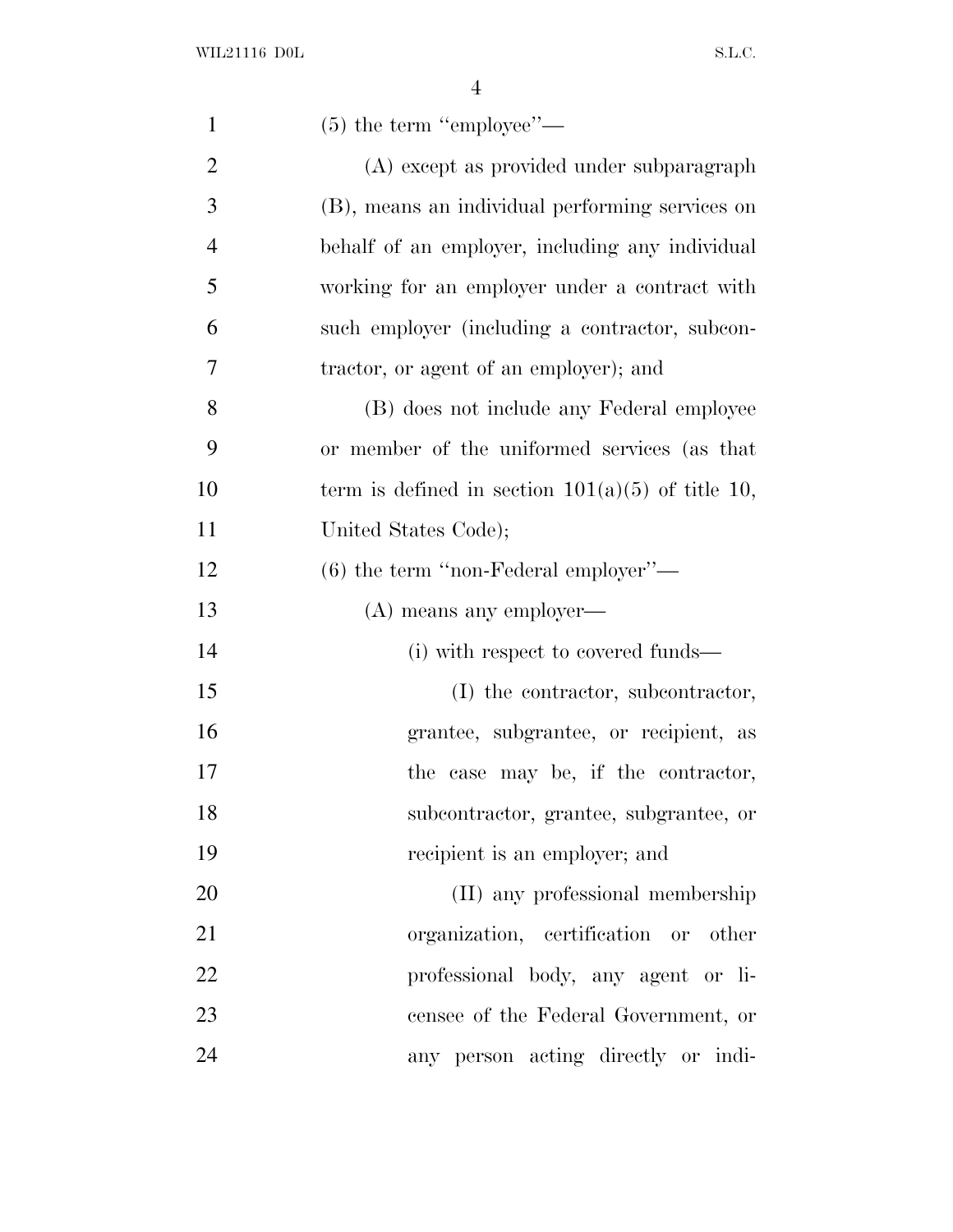(5) the term "employee"—

(A) except as provided under subparagraph (B), means an individual performing services on behalf of an employer, including any individual working for an employer under a contract with such employer (including a contractor, subcontractor, or agent of an employer); and

(B) does not include any Federal employee or member of the uniformed services (as that term is defined in section 101(a)(5) of title 10, United States Code);

(6) the term "non-Federal employer"—

(A) means any employer—

(i) with respect to covered funds—

(I) the contractor, subcontractor, grantee, subgrantee, or recipient, as the case may be, if the contractor, subcontractor, grantee, subgrantee, or recipient is an employer; and

(II) any professional membership organization, certification or other professional body, any agent or licensee of the Federal Government, or any person acting directly or indi-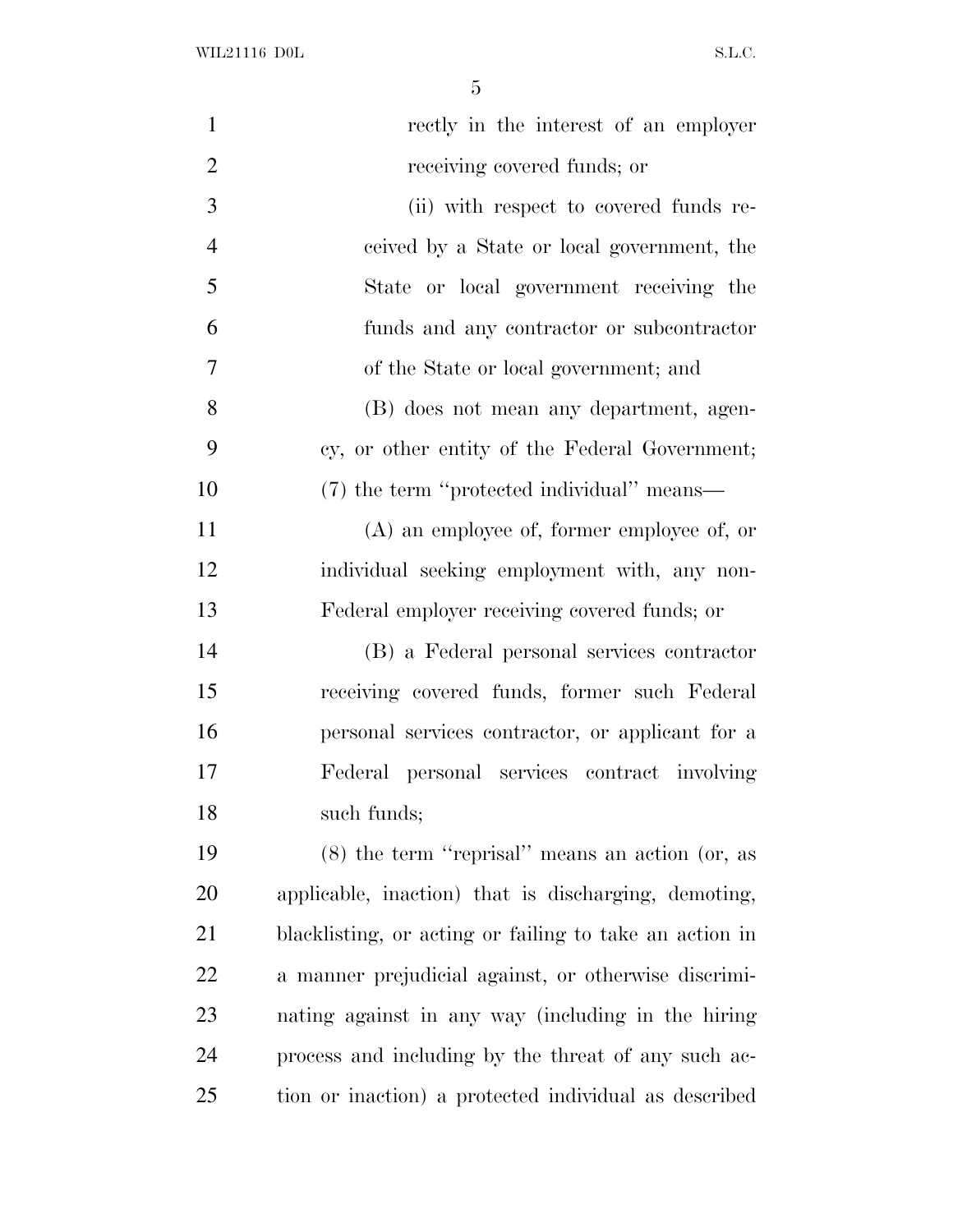rectly in the interest of an employer receiving covered funds; or

(ii) with respect to covered funds received by a State or local government, the State or local government receiving the funds and any contractor or subcontractor of the State or local government; and

(B) does not mean any department, agency, or other entity of the Federal Government;

(7) the term ''protected individual'' means—

(A) an employee of, former employee of, or individual seeking employment with, any non-Federal employer receiving covered funds; or

(B) a Federal personal services contractor receiving covered funds, former such Federal personal services contractor, or applicant for a Federal personal services contract involving such funds;

(8) the term ''reprisal'' means an action (or, as applicable, inaction) that is discharging, demoting, blacklisting, or acting or failing to take an action in a manner prejudicial against, or otherwise discriminating against in any way (including in the hiring process and including by the threat of any such action or inaction) a protected individual as described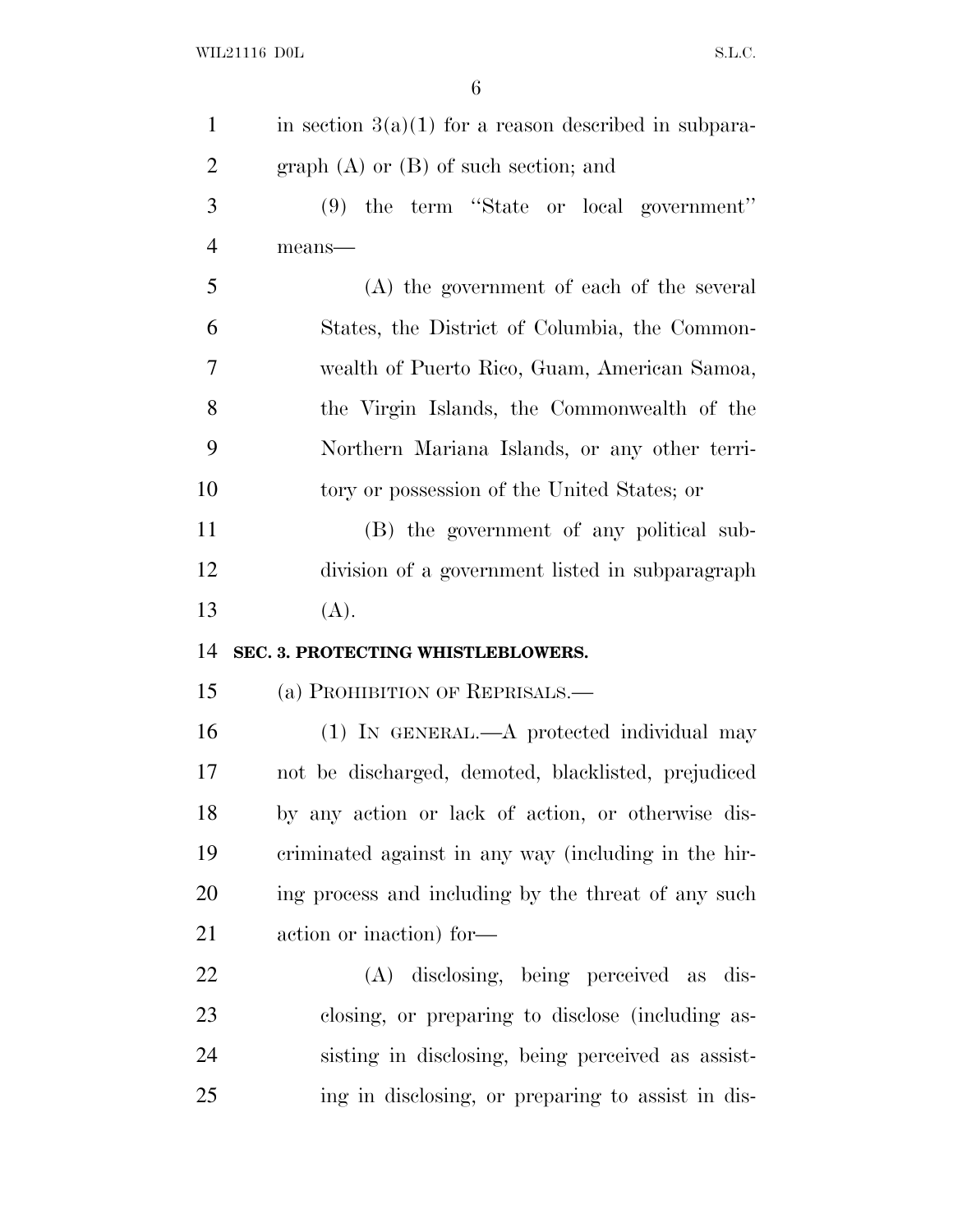in section 3(a)(1) for a reason described in subparagraph (A) or (B) of such section; and

(9) the term "State or local government" means—

(A) the government of each of the several States, the District of Columbia, the Commonwealth of Puerto Rico, Guam, American Samoa, the Virgin Islands, the Commonwealth of the Northern Mariana Islands, or any other territory or possession of the United States; or

(B) the government of any political subdivision of a government listed in subparagraph (A).

**SEC. 3. PROTECTING WHISTLEBLOWERS.**

(a) PROHIBITION OF REPRISALS.—

(1) IN GENERAL.—A protected individual may not be discharged, demoted, blacklisted, prejudiced by any action or lack of action, or otherwise discriminated against in any way (including in the hiring process and including by the threat of any such action or inaction) for—

(A) disclosing, being perceived as disclosing, or preparing to disclose (including assisting in disclosing, being perceived as assisting in disclosing, or preparing to assist in dis-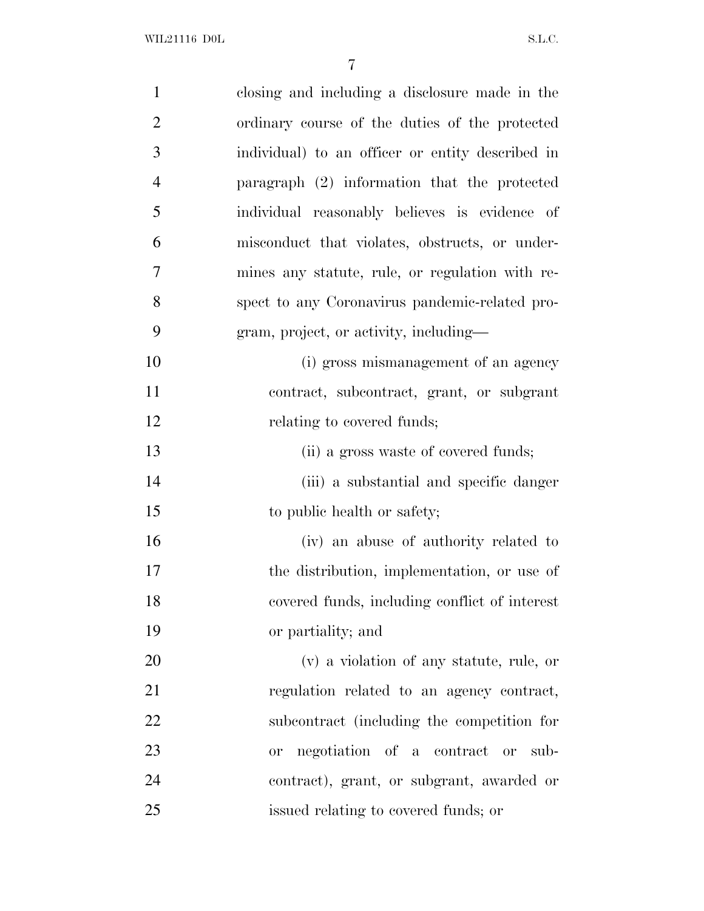closing and including a disclosure made in the ordinary course of the duties of the protected individual) to an officer or entity described in paragraph (2) information that the protected individual reasonably believes is evidence of misconduct that violates, obstructs, or undermines any statute, rule, or regulation with respect to any Coronavirus pandemic-related program, project, or activity, including—

(i) gross mismanagement of an agency contract, subcontract, grant, or subgrant relating to covered funds;

(ii) a gross waste of covered funds;

(iii) a substantial and specific danger to public health or safety;

(iv) an abuse of authority related to the distribution, implementation, or use of covered funds, including conflict of interest or partiality; and

(v) a violation of any statute, rule, or regulation related to an agency contract, subcontract (including the competition for or negotiation of a contract or subcontract), grant, or subgrant, awarded or issued relating to covered funds; or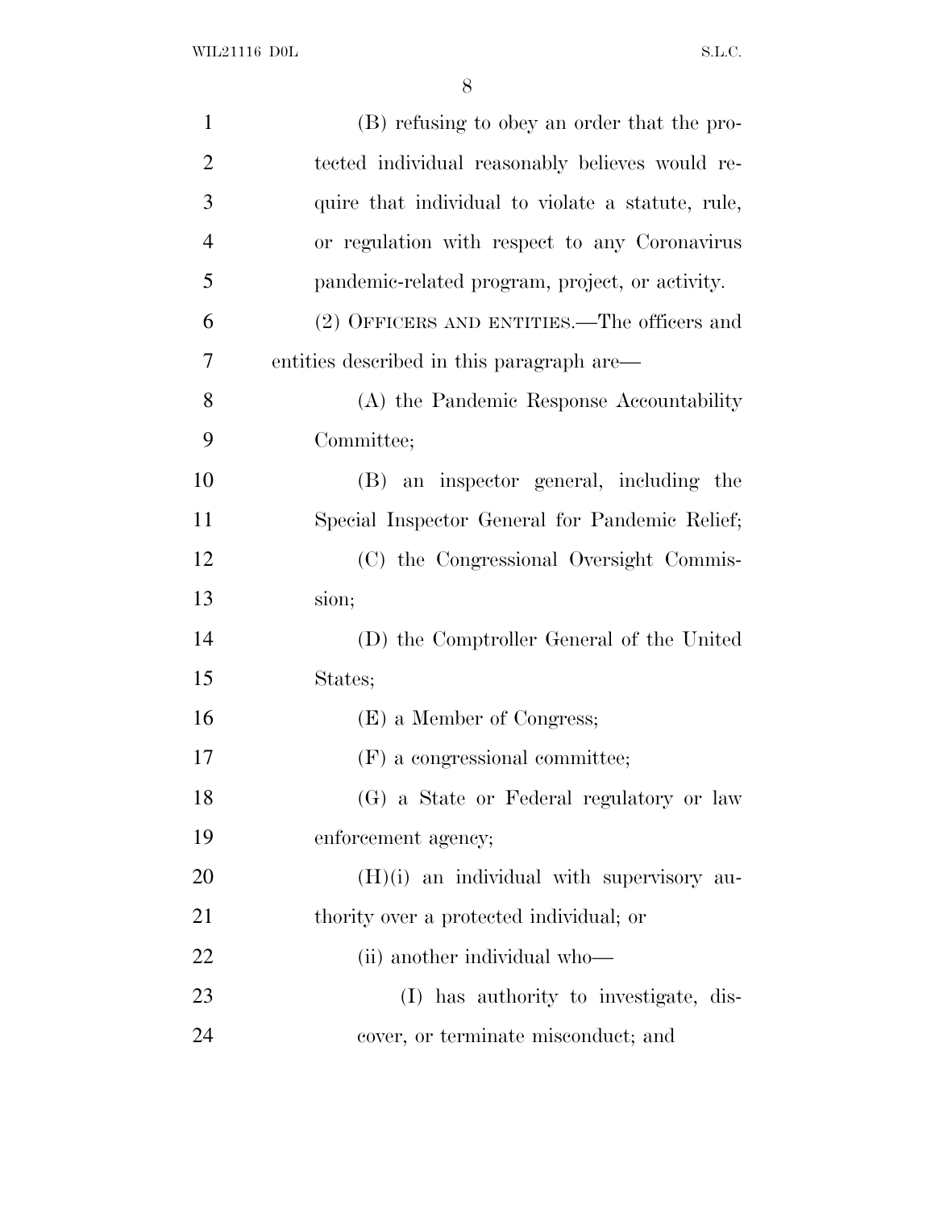(B) refusing to obey an order that the protected individual reasonably believes would require that individual to violate a statute, rule, or regulation with respect to any Coronavirus pandemic-related program, project, or activity.

(2) OFFICERS AND ENTITIES.—The officers and entities described in this paragraph are—

(A) the Pandemic Response Accountability Committee;

(B) an inspector general, including the Special Inspector General for Pandemic Relief;

(C) the Congressional Oversight Commission;

(D) the Comptroller General of the United States;

(E) a Member of Congress;

(F) a congressional committee;

(G) a State or Federal regulatory or law enforcement agency;

(H)(i) an individual with supervisory authority over a protected individual; or

(ii) another individual who—

(I) has authority to investigate, discover, or terminate misconduct; and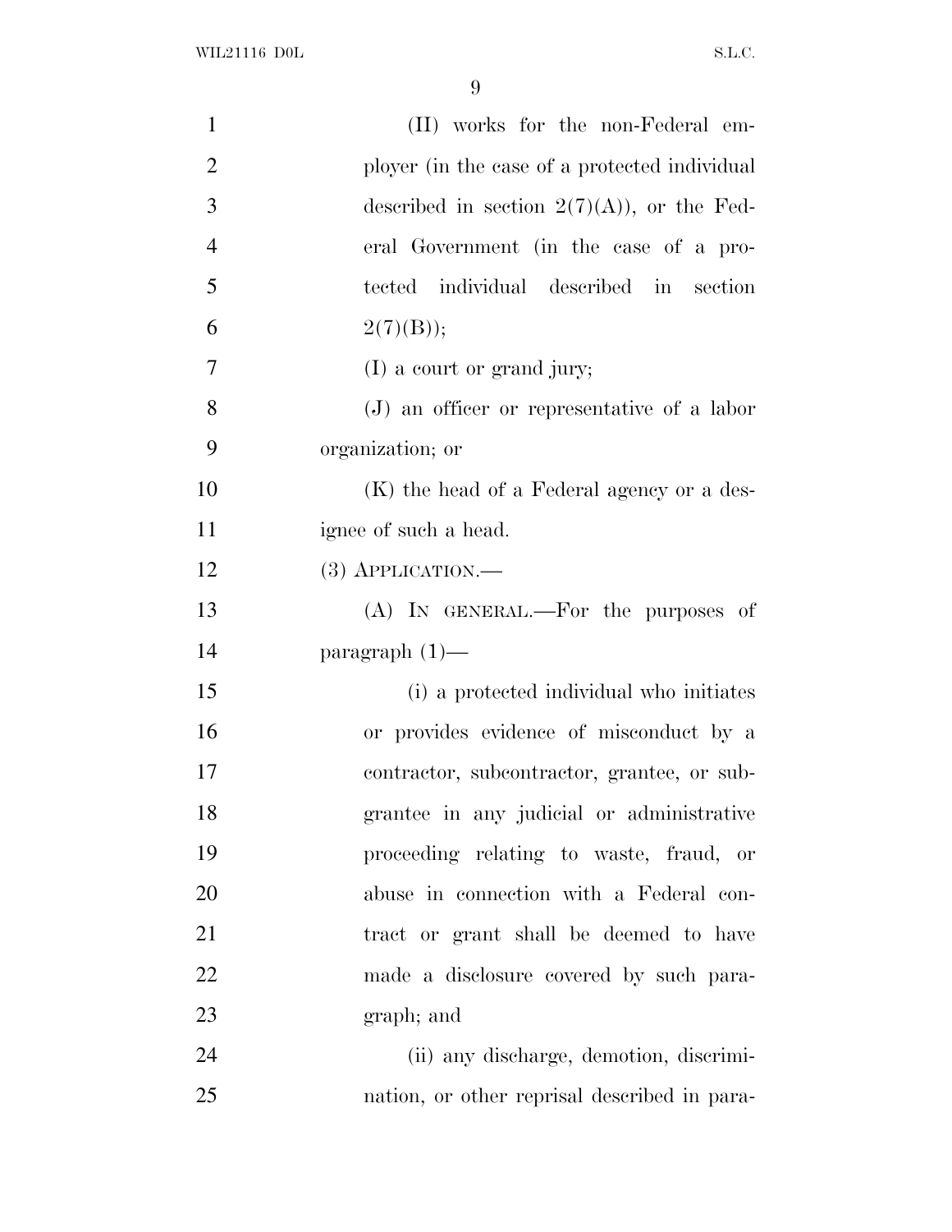(II) works for the non-Federal employer (in the case of a protected individual described in section 2(7)(A)), or the Federal Government (in the case of a protected individual described in section 2(7)(B));

(I) a court or grand jury;

(J) an officer or representative of a labor organization; or

(K) the head of a Federal agency or a designee of such a head.

(3) APPLICATION.—

(A) IN GENERAL.—For the purposes of paragraph (1)—

(i) a protected individual who initiates or provides evidence of misconduct by a contractor, subcontractor, grantee, or subgrantee in any judicial or administrative proceeding relating to waste, fraud, or abuse in connection with a Federal contract or grant shall be deemed to have made a disclosure covered by such paragraph; and

(ii) any discharge, demotion, discrimination, or other reprisal described in para-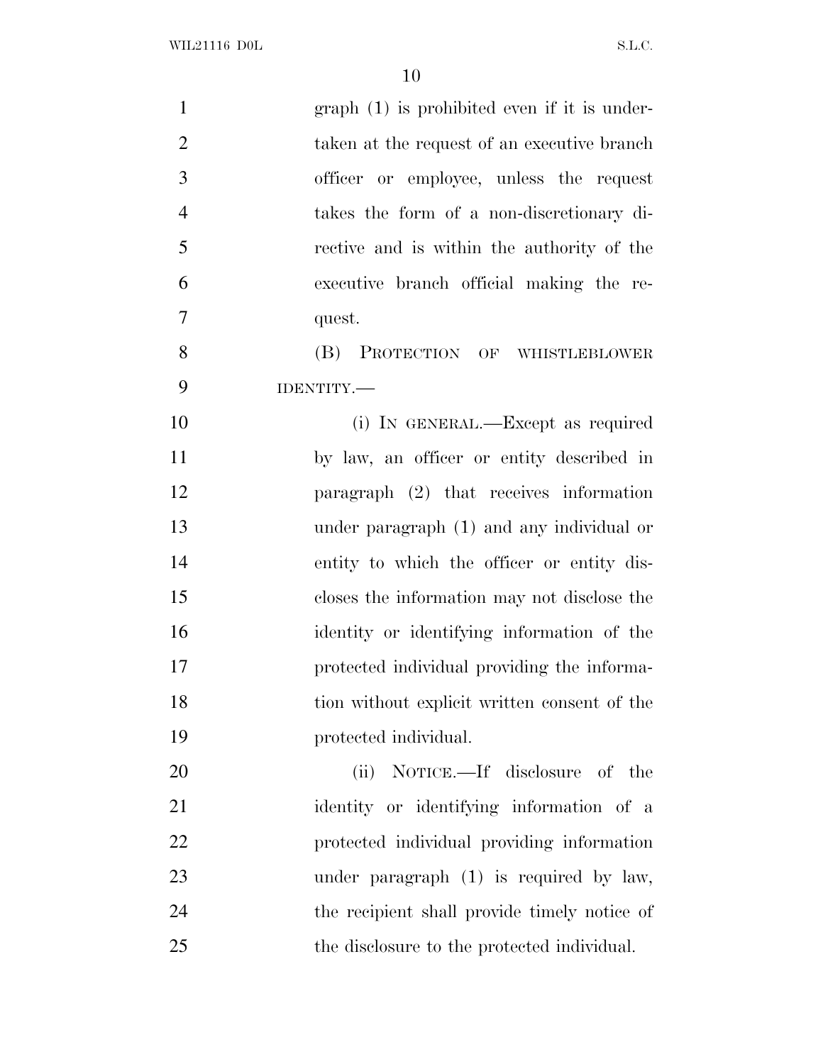graph (1) is prohibited even if it is undertaken at the request of an executive branch officer or employee, unless the request takes the form of a non-discretionary directive and is within the authority of the executive branch official making the request.

(B) PROTECTION OF WHISTLEBLOWER IDENTITY.—

(i) IN GENERAL.—Except as required by law, an officer or entity described in paragraph (2) that receives information under paragraph (1) and any individual or entity to which the officer or entity discloses the information may not disclose the identity or identifying information of the protected individual providing the information without explicit written consent of the protected individual.

(ii) NOTICE.—If disclosure of the identity or identifying information of a protected individual providing information under paragraph (1) is required by law, the recipient shall provide timely notice of the disclosure to the protected individual.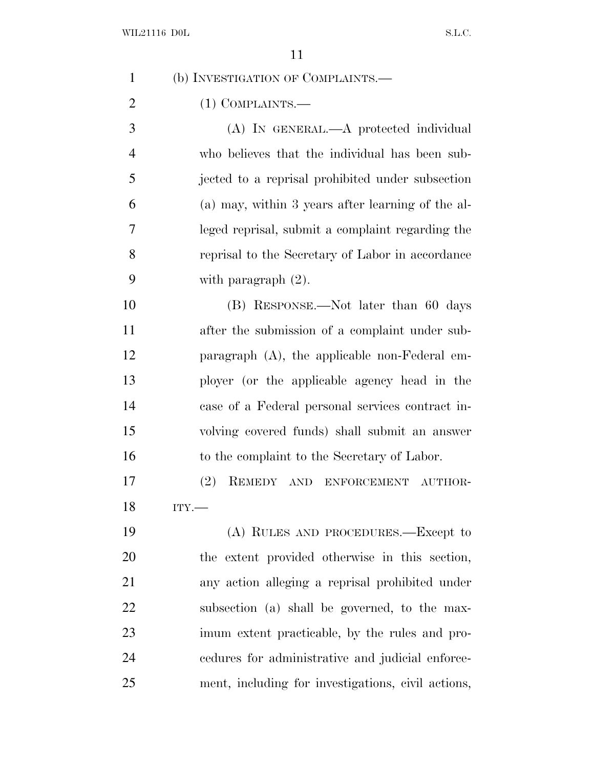(b) INVESTIGATION OF COMPLAINTS.—

(1) COMPLAINTS.—

(A) IN GENERAL.—A protected individual who believes that the individual has been subjected to a reprisal prohibited under subsection (a) may, within 3 years after learning of the alleged reprisal, submit a complaint regarding the reprisal to the Secretary of Labor in accordance with paragraph (2).

(B) RESPONSE.—Not later than 60 days after the submission of a complaint under subparagraph (A), the applicable non-Federal employer (or the applicable agency head in the case of a Federal personal services contract involving covered funds) shall submit an answer to the complaint to the Secretary of Labor.

(2) REMEDY AND ENFORCEMENT AUTHORITY.—

(A) RULES AND PROCEDURES.—Except to the extent provided otherwise in this section, any action alleging a reprisal prohibited under subsection (a) shall be governed, to the maximum extent practicable, by the rules and procedures for administrative and judicial enforcement, including for investigations, civil actions,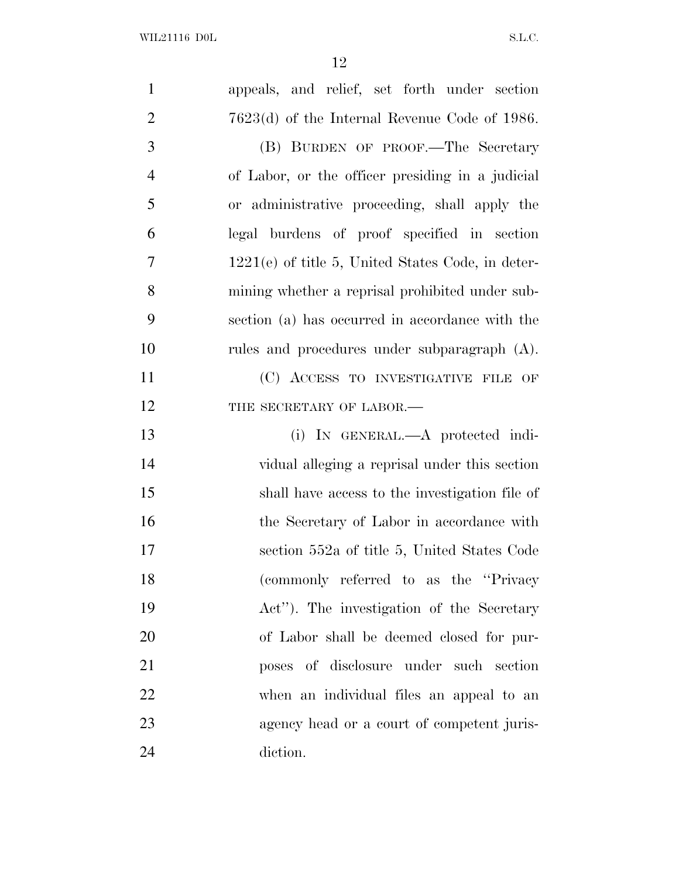appeals, and relief, set forth under section 7623(d) of the Internal Revenue Code of 1986.

(B) BURDEN OF PROOF.—The Secretary of Labor, or the officer presiding in a judicial or administrative proceeding, shall apply the legal burdens of proof specified in section 1221(e) of title 5, United States Code, in determining whether a reprisal prohibited under subsection (a) has occurred in accordance with the rules and procedures under subparagraph (A).

(C) ACCESS TO INVESTIGATIVE FILE OF THE SECRETARY OF LABOR.—

(i) IN GENERAL.—A protected individual alleging a reprisal under this section shall have access to the investigation file of the Secretary of Labor in accordance with section 552a of title 5, United States Code (commonly referred to as the ''Privacy Act''). The investigation of the Secretary of Labor shall be deemed closed for purposes of disclosure under such section when an individual files an appeal to an agency head or a court of competent jurisdiction.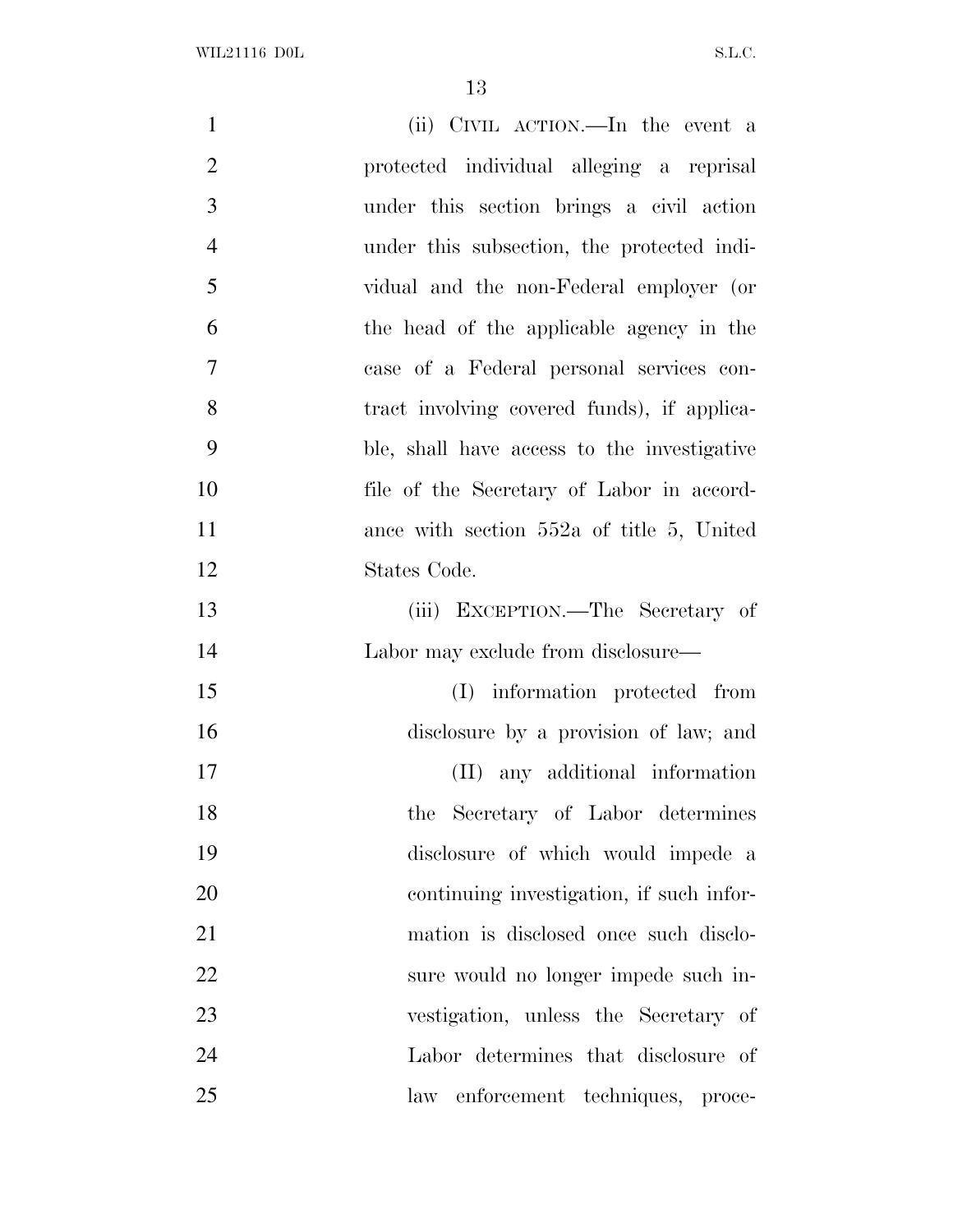(ii) CIVIL ACTION.—In the event a protected individual alleging a reprisal under this section brings a civil action under this subsection, the protected individual and the non-Federal employer (or the head of the applicable agency in the case of a Federal personal services contract involving covered funds), if applicable, shall have access to the investigative file of the Secretary of Labor in accordance with section 552a of title 5, United States Code.

(iii) EXCEPTION.—The Secretary of Labor may exclude from disclosure—

(I) information protected from disclosure by a provision of law; and

(II) any additional information the Secretary of Labor determines disclosure of which would impede a continuing investigation, if such information is disclosed once such disclosure would no longer impede such investigation, unless the Secretary of Labor determines that disclosure of law enforcement techniques, proce-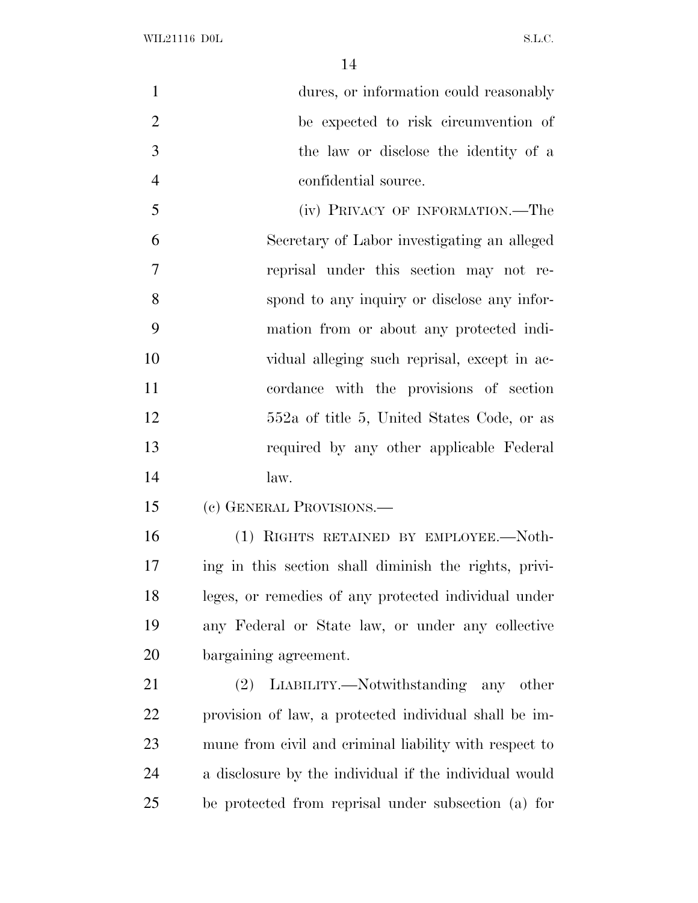dures, or information could reasonably be expected to risk circumvention of the law or disclose the identity of a confidential source.

(iv) PRIVACY OF INFORMATION.—The Secretary of Labor investigating an alleged reprisal under this section may not respond to any inquiry or disclose any information from or about any protected individual alleging such reprisal, except in accordance with the provisions of section 552a of title 5, United States Code, or as required by any other applicable Federal law.

(c) GENERAL PROVISIONS.—

(1) RIGHTS RETAINED BY EMPLOYEE.—Nothing in this section shall diminish the rights, privileges, or remedies of any protected individual under any Federal or State law, or under any collective bargaining agreement.

(2) LIABILITY.—Notwithstanding any other provision of law, a protected individual shall be immune from civil and criminal liability with respect to a disclosure by the individual if the individual would be protected from reprisal under subsection (a) for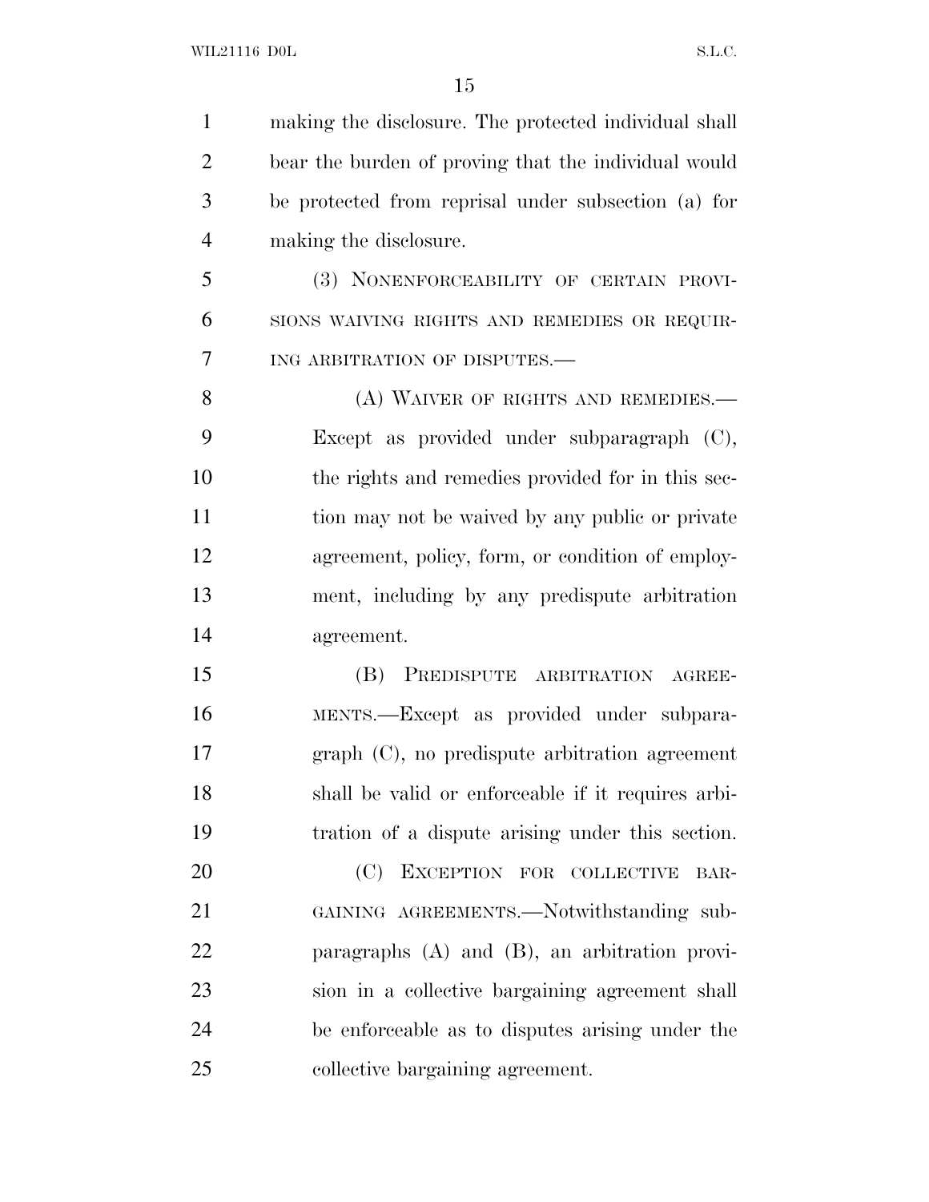making the disclosure. The protected individual shall bear the burden of proving that the individual would be protected from reprisal under subsection (a) for making the disclosure.

(3) NONENFORCEABILITY OF CERTAIN PROVISIONS WAIVING RIGHTS AND REMEDIES OR REQUIRING ARBITRATION OF DISPUTES.—

(A) WAIVER OF RIGHTS AND REMEDIES.—Except as provided under subparagraph (C), the rights and remedies provided for in this section may not be waived by any public or private agreement, policy, form, or condition of employment, including by any predispute arbitration agreement.

(B) PREDISPUTE ARBITRATION AGREEMENTS.—Except as provided under subparagraph (C), no predispute arbitration agreement shall be valid or enforceable if it requires arbitration of a dispute arising under this section.

(C) EXCEPTION FOR COLLECTIVE BARGAINING AGREEMENTS.—Notwithstanding subparagraphs (A) and (B), an arbitration provision in a collective bargaining agreement shall be enforceable as to disputes arising under the collective bargaining agreement.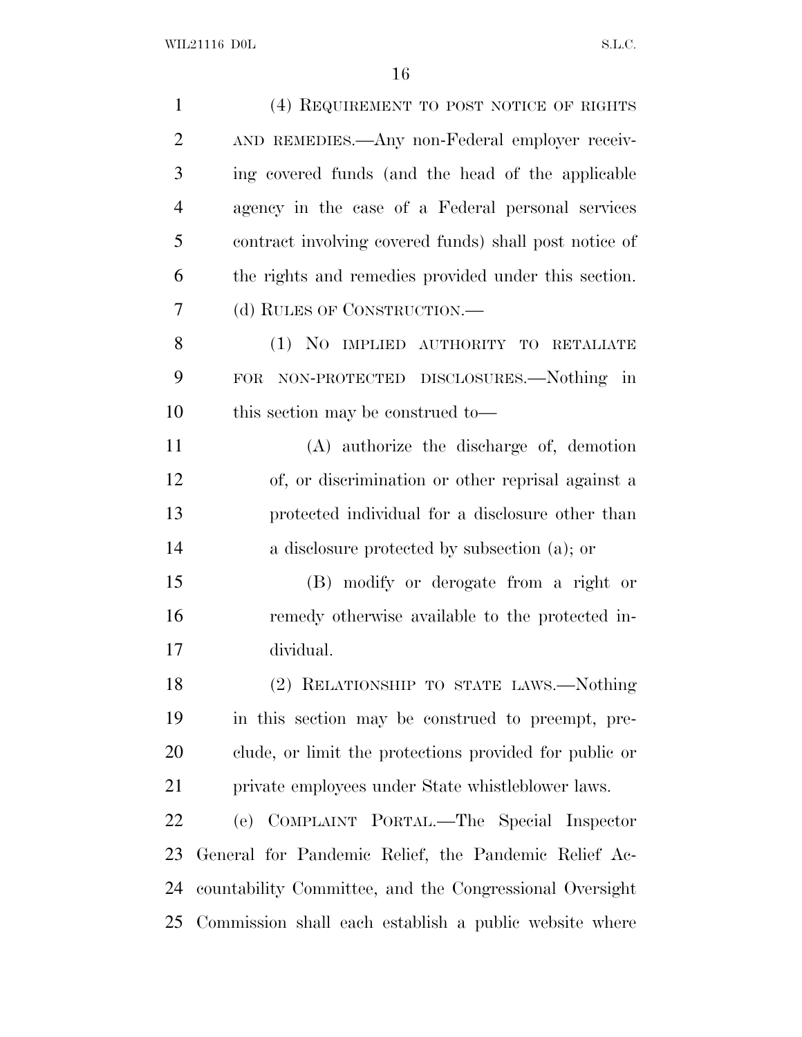(4) REQUIREMENT TO POST NOTICE OF RIGHTS AND REMEDIES.—Any non-Federal employer receiving covered funds (and the head of the applicable agency in the case of a Federal personal services contract involving covered funds) shall post notice of the rights and remedies provided under this section.

(d) RULES OF CONSTRUCTION.—

(1) NO IMPLIED AUTHORITY TO RETALIATE FOR NON-PROTECTED DISCLOSURES.—Nothing in this section may be construed to—

(A) authorize the discharge of, demotion of, or discrimination or other reprisal against a protected individual for a disclosure other than a disclosure protected by subsection (a); or

(B) modify or derogate from a right or remedy otherwise available to the protected individual.

(2) RELATIONSHIP TO STATE LAWS.—Nothing in this section may be construed to preempt, preclude, or limit the protections provided for public or private employees under State whistleblower laws.

(e) COMPLAINT PORTAL.—The Special Inspector General for Pandemic Relief, the Pandemic Relief Accountability Committee, and the Congressional Oversight Commission shall each establish a public website where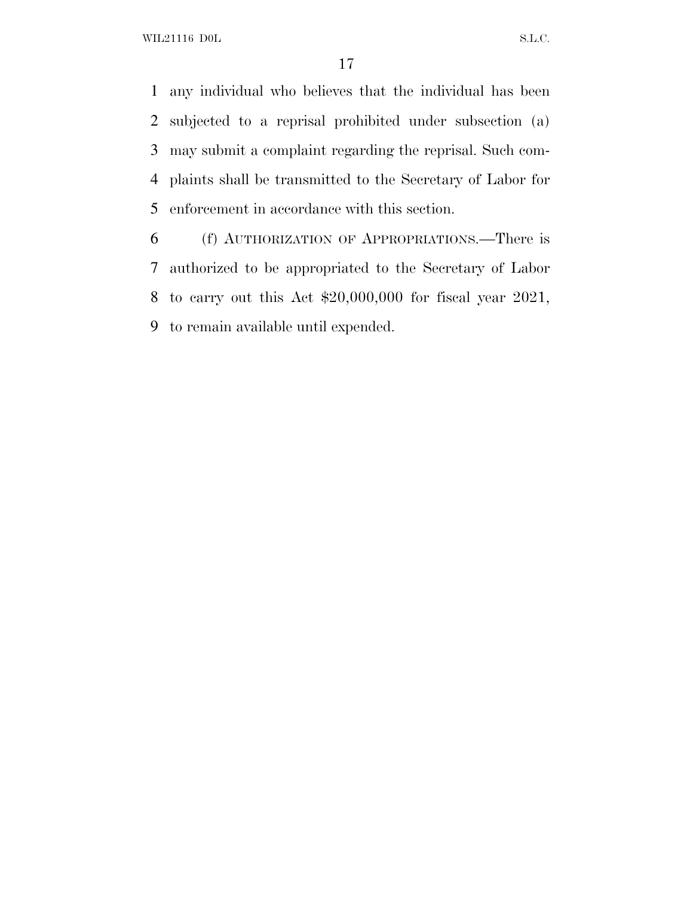any individual who believes that the individual has been subjected to a reprisal prohibited under subsection (a) may submit a complaint regarding the reprisal. Such complaints shall be transmitted to the Secretary of Labor for enforcement in accordance with this section.

(f) AUTHORIZATION OF APPROPRIATIONS.—There is authorized to be appropriated to the Secretary of Labor to carry out this Act $20,000,000 for fiscal year 2021, to remain available until expended.